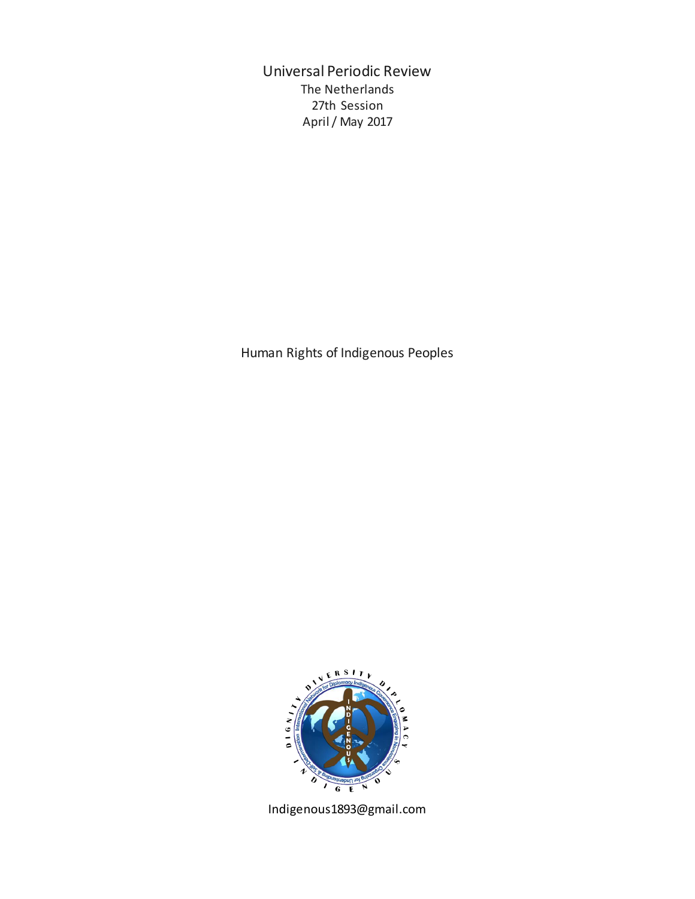# Universal Periodic Review

The Netherlands

27th Session

April / May 2017

## Human Rights of Indigenous Peoples

Indigenous1893@gmail.com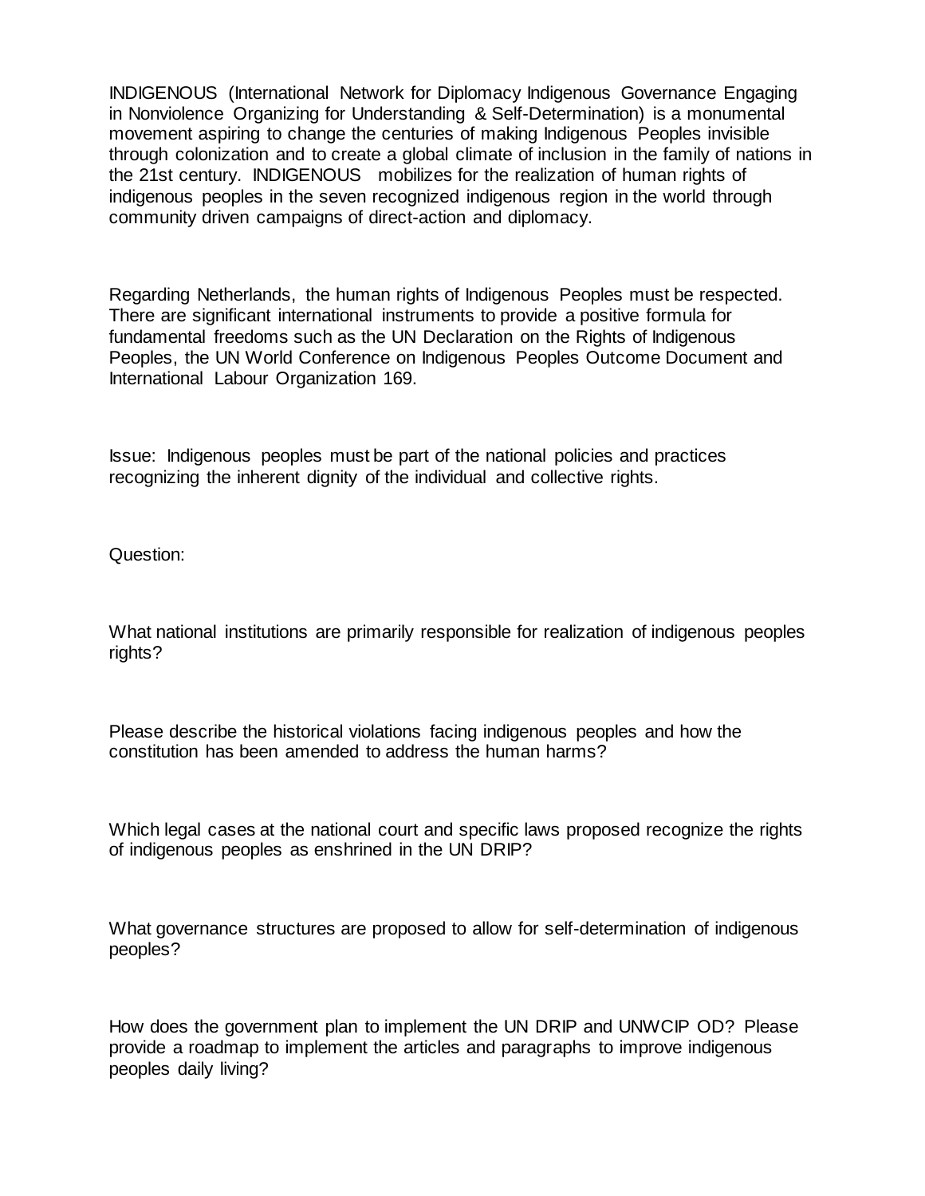INDIGENOUS (International Network for Diplomacy Indigenous Governance Engaging in Nonviolence Organizing for Understanding & Self-Determination) is a monumental movement aspiring to change the centuries of making Indigenous Peoples invisible through colonization and to create a global climate of inclusion in the family of nations in the 21st century. INDIGENOUS mobilizes for the realization of human rights of indigenous peoples in the seven recognized indigenous region in the world through community driven campaigns of direct-action and diplomacy.

Regarding Netherlands, the human rights of Indigenous Peoples must be respected. There are significant international instruments to provide a positive formula for fundamental freedoms such as the UN Declaration on the Rights of Indigenous Peoples, the UN World Conference on Indigenous Peoples Outcome Document and International Labour Organization 169.

Issue: Indigenous peoples must be part of the national policies and practices recognizing the inherent dignity of the individual and collective rights.

Question:

What national institutions are primarily responsible for realization of indigenous peoples rights?

Please describe the historical violations facing indigenous peoples and how the constitution has been amended to address the human harms?

Which legal cases at the national court and specific laws proposed recognize the rights of indigenous peoples as enshrined in the UN DRIP?

What governance structures are proposed to allow for self-determination of indigenous peoples?

How does the government plan to implement the UN DRIP and UNWCIP OD? Please provide a roadmap to implement the articles and paragraphs to improve indigenous peoples daily living?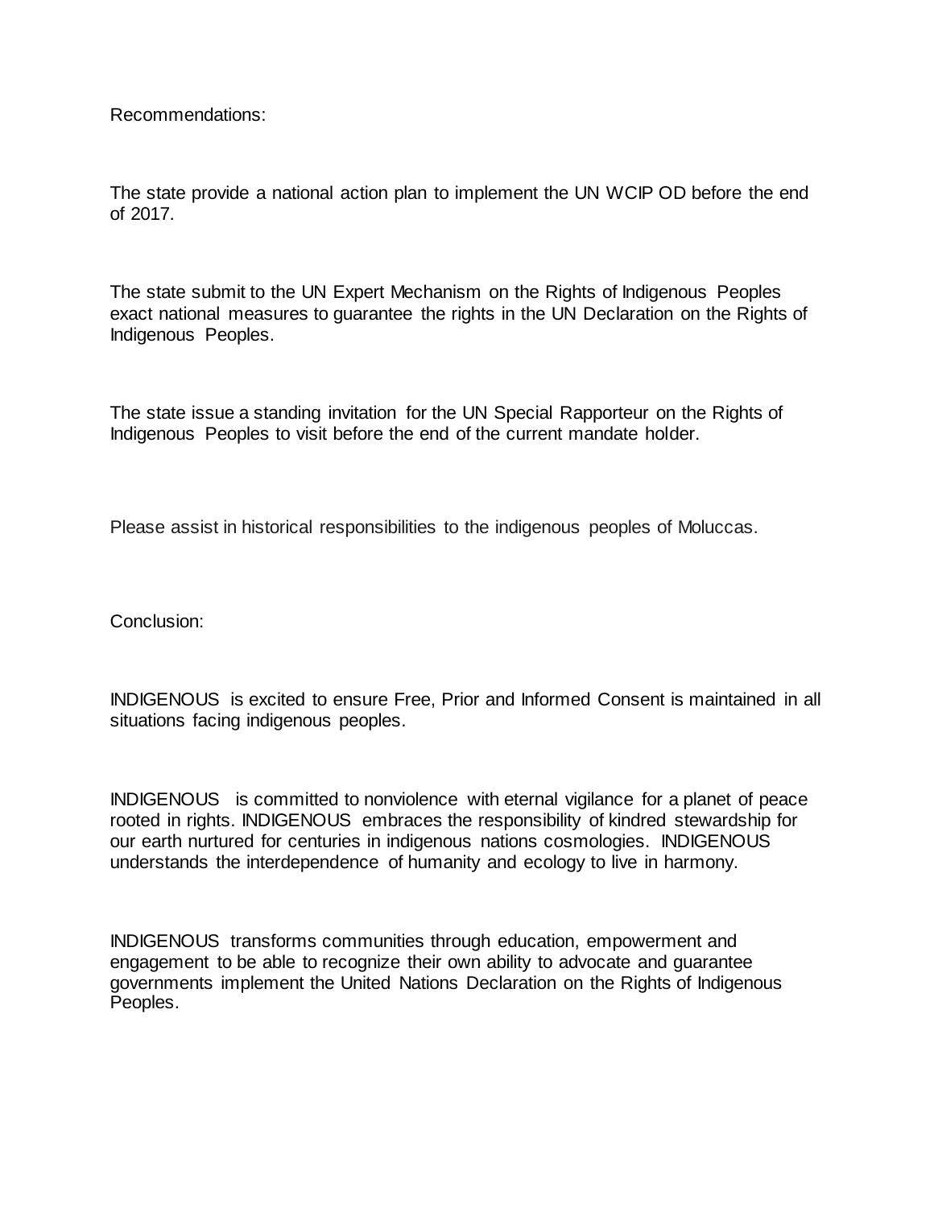Recommendations:

The state provide a national action plan to implement the UN WCIP OD before the end of 2017.

The state submit to the UN Expert Mechanism on the Rights of Indigenous Peoples exact national measures to guarantee the rights in the UN Declaration on the Rights of Indigenous Peoples.

The state issue a standing invitation for the UN Special Rapporteur on the Rights of Indigenous Peoples to visit before the end of the current mandate holder.

Please assist in historical responsibilities to the indigenous peoples of Moluccas.

Conclusion:

INDIGENOUS is excited to ensure Free, Prior and Informed Consent is maintained in all situations facing indigenous peoples.

INDIGENOUS is committed to nonviolence with eternal vigilance for a planet of peace rooted in rights. INDIGENOUS embraces the responsibility of kindred stewardship for our earth nurtured for centuries in indigenous nations cosmologies. INDIGENOUS understands the interdependence of humanity and ecology to live in harmony.

INDIGENOUS transforms communities through education, empowerment and engagement to be able to recognize their own ability to advocate and guarantee governments implement the United Nations Declaration on the Rights of Indigenous Peoples.